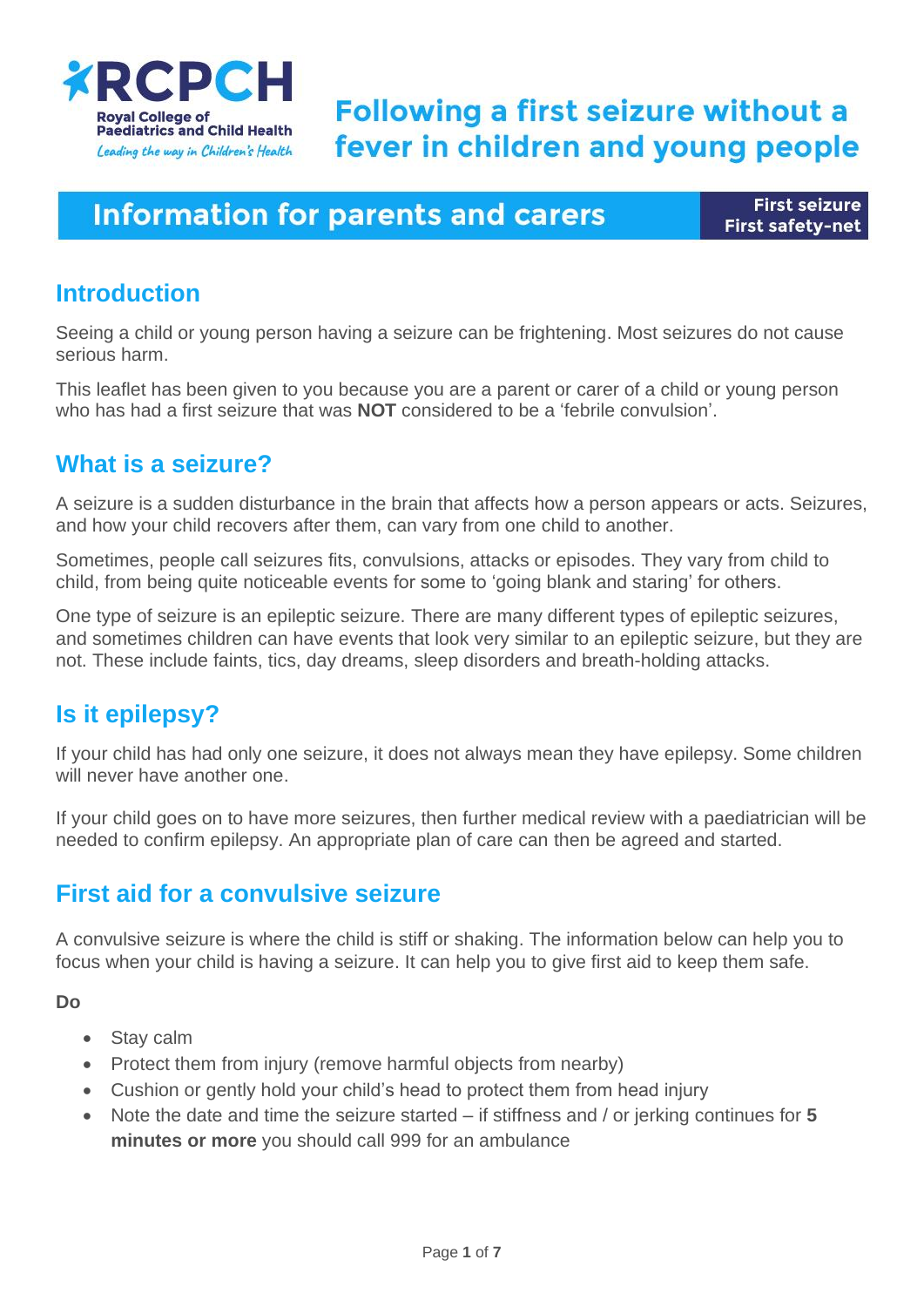RCPCH

Royal College of Paediatrics and Child Health

*Leading the way in Children's Health*

# Following a first seizure without a fever in children and young people

## Information for parents and carers

**First seizure**
**First safety-net**

## Introduction

Seeing a child or young person having a seizure can be frightening. Most seizures do not cause serious harm.

This leaflet has been given to you because you are a parent or carer of a child or young person who has had a first seizure that was **NOT** considered to be a 'febrile convulsion'.

## What is a seizure?

A seizure is a sudden disturbance in the brain that affects how a person appears or acts. Seizures, and how your child recovers after them, can vary from one child to another.

Sometimes, people call seizures fits, convulsions, attacks or episodes. They vary from child to child, from being quite noticeable events for some to 'going blank and staring' for others.

One type of seizure is an epileptic seizure. There are many different types of epileptic seizures, and sometimes children can have events that look very similar to an epileptic seizure, but they are not. These include faints, tics, day dreams, sleep disorders and breath-holding attacks.

## Is it epilepsy?

If your child has had only one seizure, it does not always mean they have epilepsy. Some children will never have another one.

If your child goes on to have more seizures, then further medical review with a paediatrician will be needed to confirm epilepsy. An appropriate plan of care can then be agreed and started.

## First aid for a convulsive seizure

A convulsive seizure is where the child is stiff or shaking. The information below can help you to focus when your child is having a seizure. It can help you to give first aid to keep them safe.

**Do**

- Stay calm
- Protect them from injury (remove harmful objects from nearby)
- Cushion or gently hold your child's head to protect them from head injury
- Note the date and time the seizure started – if stiffness and / or jerking continues for **5 minutes or more** you should call 999 for an ambulance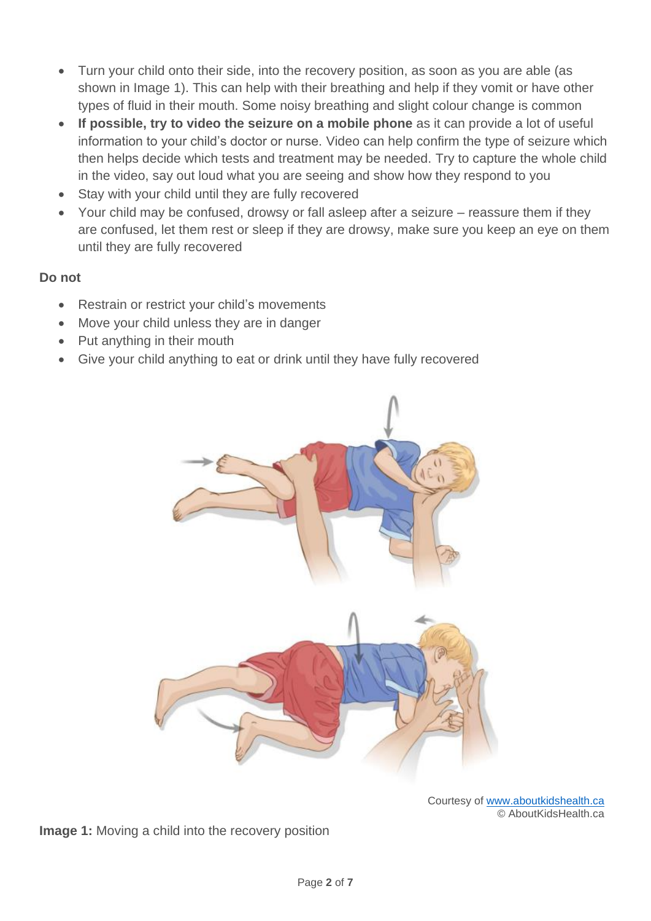- Turn your child onto their side, into the recovery position, as soon as you are able (as shown in Image 1). This can help with their breathing and help if they vomit or have other types of fluid in their mouth. Some noisy breathing and slight colour change is common
- **If possible, try to video the seizure on a mobile phone** as it can provide a lot of useful information to your child's doctor or nurse. Video can help confirm the type of seizure which then helps decide which tests and treatment may be needed. Try to capture the whole child in the video, say out loud what you are seeing and show how they respond to you
- Stay with your child until they are fully recovered
- Your child may be confused, drowsy or fall asleep after a seizure – reassure them if they are confused, let them rest or sleep if they are drowsy, make sure you keep an eye on them until they are fully recovered

**Do not**

- Restrain or restrict your child's movements
- Move your child unless they are in danger
- Put anything in their mouth
- Give your child anything to eat or drink until they have fully recovered

Courtesy of www.aboutkidshealth.ca
© AboutKidsHealth.ca

**Image 1:** Moving a child into the recovery position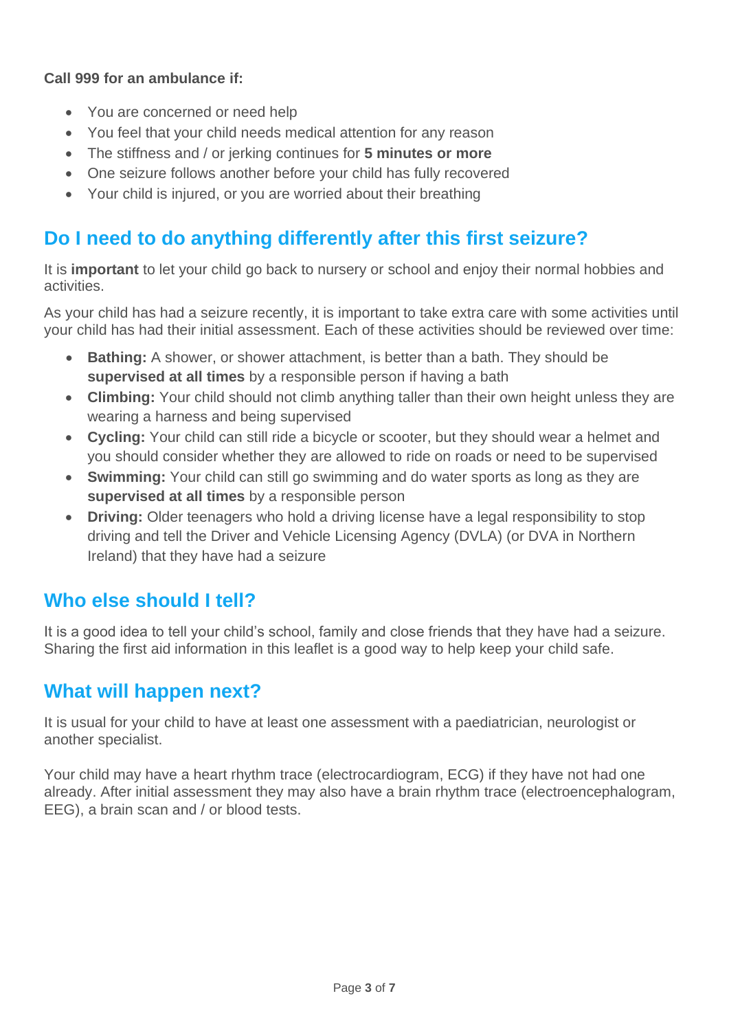**Call 999 for an ambulance if:**

- You are concerned or need help
- You feel that your child needs medical attention for any reason
- The stiffness and / or jerking continues for **5 minutes or more**
- One seizure follows another before your child has fully recovered
- Your child is injured, or you are worried about their breathing

## Do I need to do anything differently after this first seizure?

It is **important** to let your child go back to nursery or school and enjoy their normal hobbies and activities.

As your child has had a seizure recently, it is important to take extra care with some activities until your child has had their initial assessment. Each of these activities should be reviewed over time:

- **Bathing:** A shower, or shower attachment, is better than a bath. They should be **supervised at all times** by a responsible person if having a bath
- **Climbing:** Your child should not climb anything taller than their own height unless they are wearing a harness and being supervised
- **Cycling:** Your child can still ride a bicycle or scooter, but they should wear a helmet and you should consider whether they are allowed to ride on roads or need to be supervised
- **Swimming:** Your child can still go swimming and do water sports as long as they are **supervised at all times** by a responsible person
- **Driving:** Older teenagers who hold a driving license have a legal responsibility to stop driving and tell the Driver and Vehicle Licensing Agency (DVLA) (or DVA in Northern Ireland) that they have had a seizure

## Who else should I tell?

It is a good idea to tell your child's school, family and close friends that they have had a seizure. Sharing the first aid information in this leaflet is a good way to help keep your child safe.

## What will happen next?

It is usual for your child to have at least one assessment with a paediatrician, neurologist or another specialist.

Your child may have a heart rhythm trace (electrocardiogram, ECG) if they have not had one already. After initial assessment they may also have a brain rhythm trace (electroencephalogram, EEG), a brain scan and / or blood tests.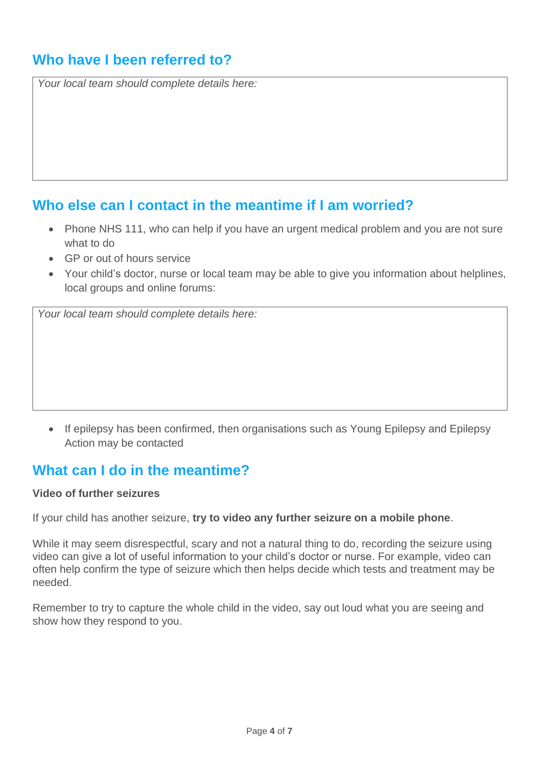## Who have I been referred to?

*Your local team should complete details here:*

## Who else can I contact in the meantime if I am worried?

- Phone NHS 111, who can help if you have an urgent medical problem and you are not sure what to do
- GP or out of hours service
- Your child's doctor, nurse or local team may be able to give you information about helplines, local groups and online forums:

*Your local team should complete details here:*

- If epilepsy has been confirmed, then organisations such as Young Epilepsy and Epilepsy Action may be contacted

## What can I do in the meantime?

**Video of further seizures**

If your child has another seizure, **try to video any further seizure on a mobile phone**.

While it may seem disrespectful, scary and not a natural thing to do, recording the seizure using video can give a lot of useful information to your child's doctor or nurse. For example, video can often help confirm the type of seizure which then helps decide which tests and treatment may be needed.

Remember to try to capture the whole child in the video, say out loud what you are seeing and show how they respond to you.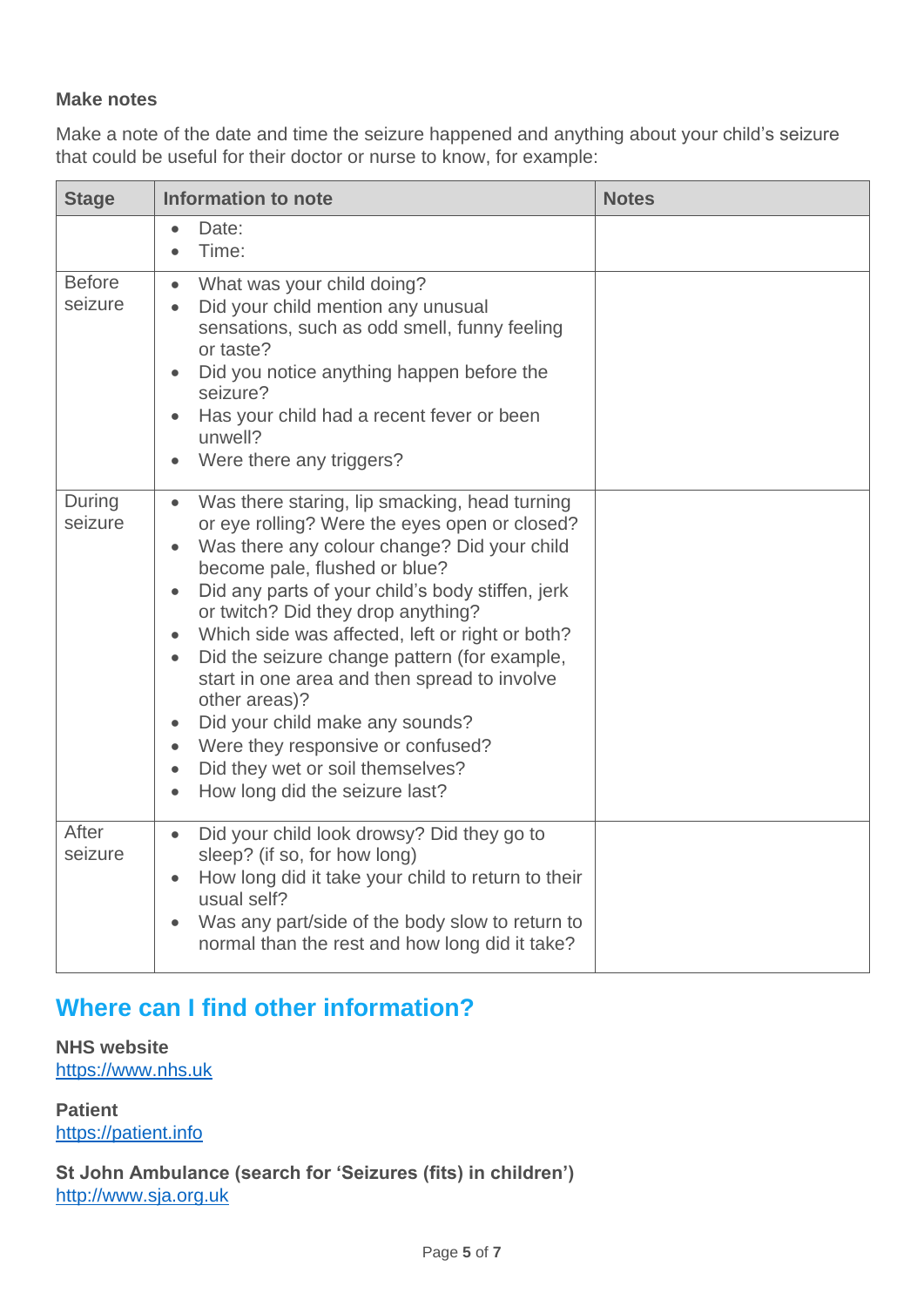**Make notes**

Make a note of the date and time the seizure happened and anything about your child's seizure that could be useful for their doctor or nurse to know, for example:

| Stage | Information to note | Notes |
|---|---|---|
| | • Date:<br>• Time: | |
| Before seizure | • What was your child doing?<br>• Did your child mention any unusual sensations, such as odd smell, funny feeling or taste?<br>• Did you notice anything happen before the seizure?<br>• Has your child had a recent fever or been unwell?<br>• Were there any triggers? | |
| During seizure | • Was there staring, lip smacking, head turning or eye rolling? Were the eyes open or closed?<br>• Was there any colour change? Did your child become pale, flushed or blue?<br>• Did any parts of your child's body stiffen, jerk or twitch? Did they drop anything?<br>• Which side was affected, left or right or both?<br>• Did the seizure change pattern (for example, start in one area and then spread to involve other areas)?<br>• Did your child make any sounds?<br>• Were they responsive or confused?<br>• Did they wet or soil themselves?<br>• How long did the seizure last? | |
| After seizure | • Did your child look drowsy? Did they go to sleep? (if so, for how long)<br>• How long did it take your child to return to their usual self?<br>• Was any part/side of the body slow to return to normal than the rest and how long did it take? | |

## Where can I find other information?

**NHS website**
https://www.nhs.uk

**Patient**
https://patient.info

**St John Ambulance (search for 'Seizures (fits) in children')**
http://www.sja.org.uk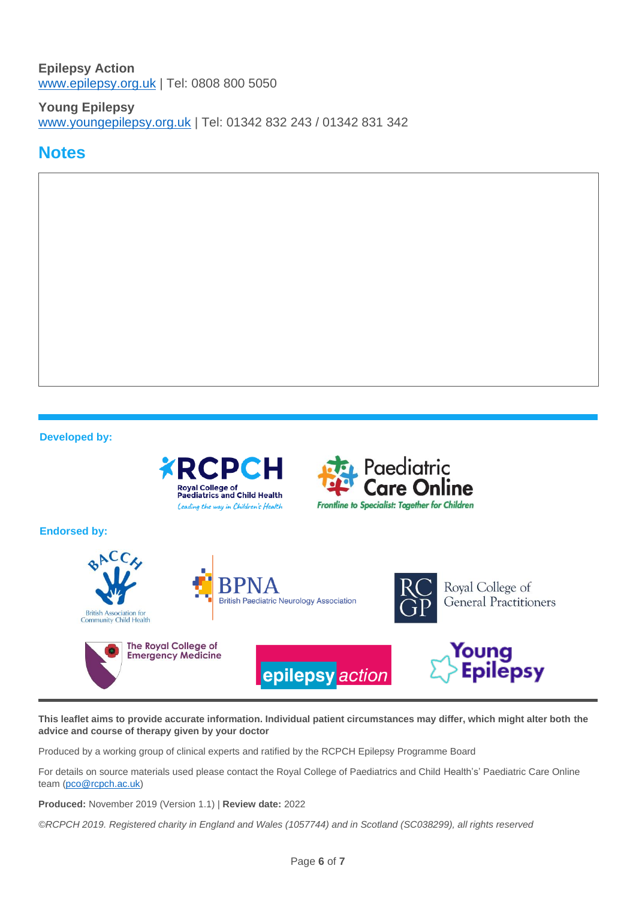**Epilepsy Action**
www.epilepsy.org.uk | Tel: 0808 800 5050

**Young Epilepsy**
www.youngepilepsy.org.uk | Tel: 01342 832 243 / 01342 831 342

## Notes

**Developed by:**

RCPCH – Royal College of Paediatrics and Child Health – *Leading the way in Children's Health*

Paediatric Care Online – *Frontline to Specialist: Together for Children*

**Endorsed by:**

BACCH – British Association for Community Child Health

BPNA – British Paediatric Neurology Association

RCGP – Royal College of General Practitioners

The Royal College of Emergency Medicine

epilepsy action

Young Epilepsy

**This leaflet aims to provide accurate information. Individual patient circumstances may differ, which might alter both the advice and course of therapy given by your doctor**

Produced by a working group of clinical experts and ratified by the RCPCH Epilepsy Programme Board

For details on source materials used please contact the Royal College of Paediatrics and Child Health's' Paediatric Care Online team (pco@rcpch.ac.uk)

**Produced:** November 2019 (Version 1.1) | **Review date:** 2022

*©RCPCH 2019. Registered charity in England and Wales (1057744) and in Scotland (SC038299), all rights reserved*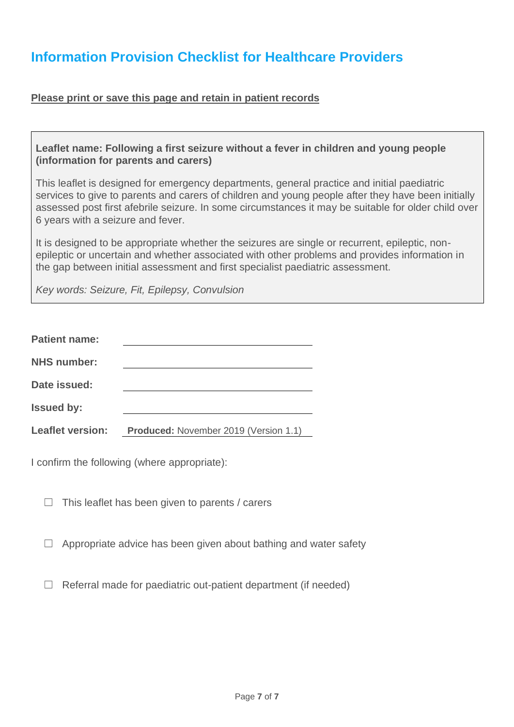# Information Provision Checklist for Healthcare Providers

**Please print or save this page and retain in patient records**

**Leaflet name: Following a first seizure without a fever in children and young people (information for parents and carers)**

This leaflet is designed for emergency departments, general practice and initial paediatric services to give to parents and carers of children and young people after they have been initially assessed post first afebrile seizure. In some circumstances it may be suitable for older child over 6 years with a seizure and fever.

It is designed to be appropriate whether the seizures are single or recurrent, epileptic, non-epileptic or uncertain and whether associated with other problems and provides information in the gap between initial assessment and first specialist paediatric assessment.

*Key words: Seizure, Fit, Epilepsy, Convulsion*

| | |
|---|---|
| **Patient name:** | |
| **NHS number:** | |
| **Date issued:** | |
| **Issued by:** | |
| **Leaflet version:** | **Produced:** November 2019 (Version 1.1) |

I confirm the following (where appropriate):

- ☐ This leaflet has been given to parents / carers
- ☐ Appropriate advice has been given about bathing and water safety
- ☐ Referral made for paediatric out-patient department (if needed)